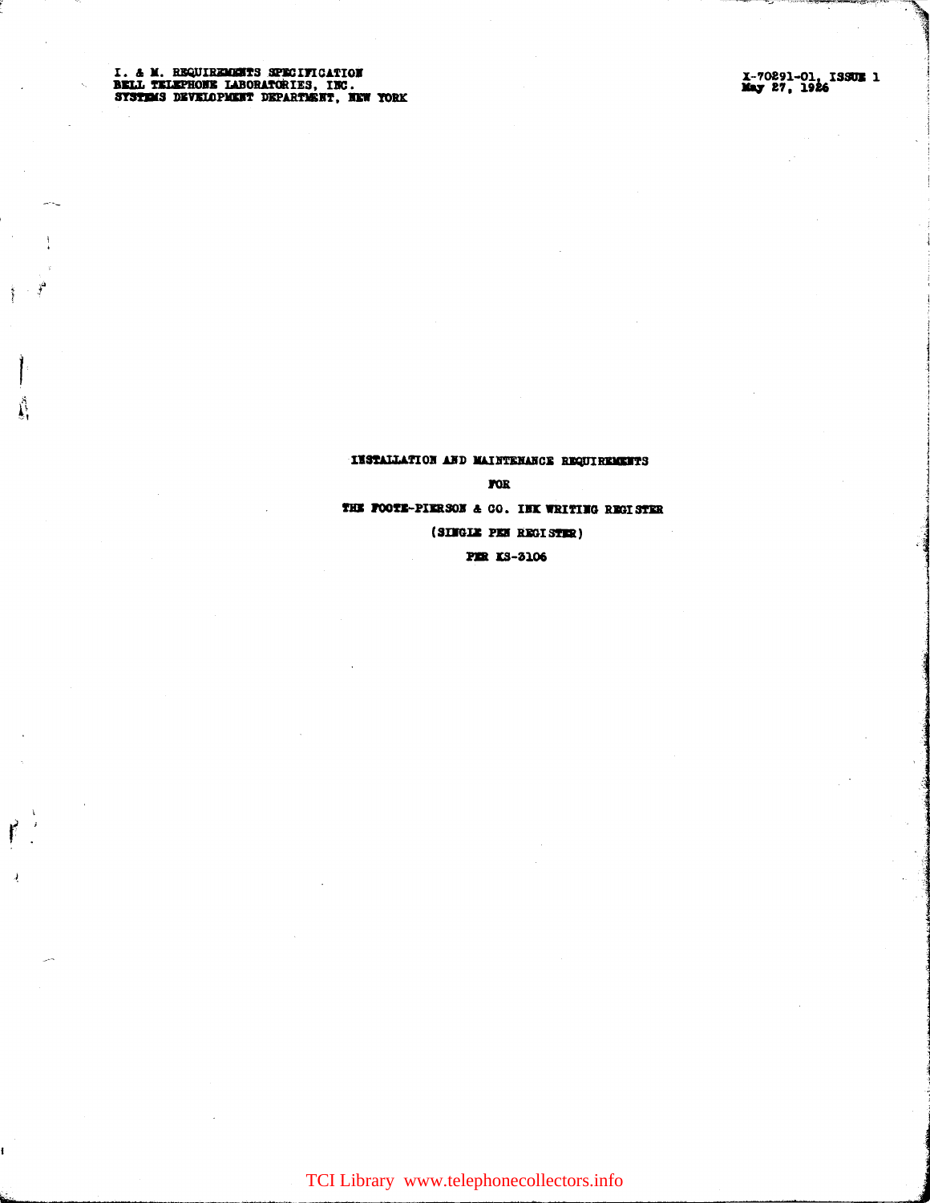I. & M. REQUIREMENTS SPECIFICATION
BELL TELEPHONE LABORATORIES, INC.
SYSTEMS DEVELOPMENT DEPARTMENT, NEW YORK

X-70291-01, ISSUE 1
May 27, 1926

# INSTALLATION AND MAINTENANCE REQUIREMENTS

# FOR

# THE FOOTE-PIERSON & CO. INK WRITING REGISTER

# (SINGLE PEN REGISTER)

# PER KS-3106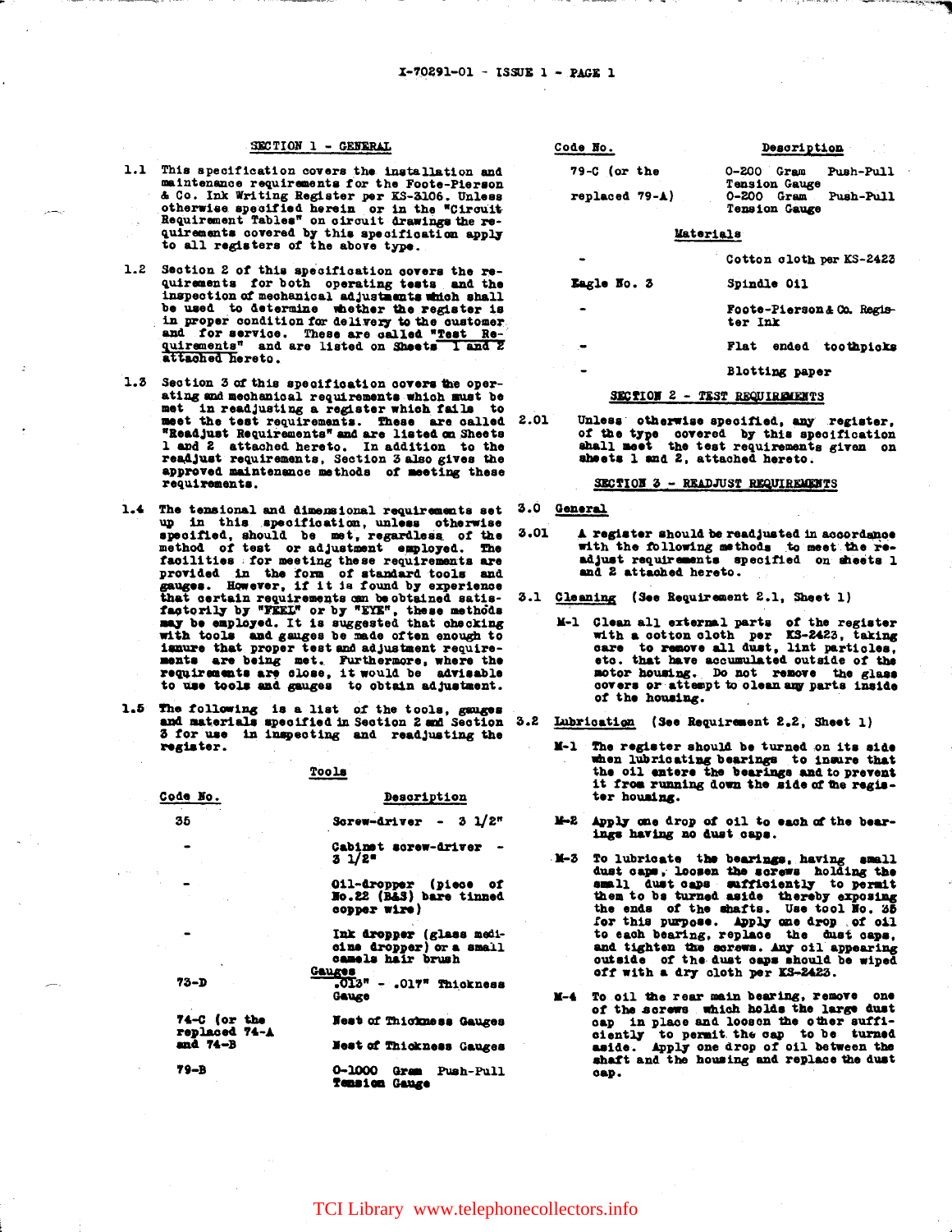## SECTION 1 - GENERAL

1.1 This specification covers the installation and maintenance requirements for the Foote-Pierson & Co. Ink Writing Register per KS-3106. Unless otherwise specified herein or in the "Circuit Requirement Tables" on circuit drawings the requirements covered by this specification apply to all registers of the above type.

1.2 Section 2 of this specification covers the requirements for both operating tests and the inspection of mechanical adjustments which shall be used to determine whether the register is in proper condition for delivery to the customer and for service. These are called "Test Requirements" and are listed on Sheets 1 and 2 attached hereto.

1.3 Section 3 of this specification covers the operating and mechanical requirements which must be met in readjusting a register which fails to meet the test requirements. These are called "Readjust Requirements" and are listed on Sheets 1 and 2 attached hereto. In addition to the readjust requirements, Section 3 also gives the approved maintenance methods of meeting these requirements.

1.4 The tensional and dimensional requirements set up in this specification, unless otherwise specified, should be met, regardless of the method of test or adjustment employed. The facilities for meeting these requirements are provided in the form of standard tools and gauges. However, if it is found by experience that certain requirements can be obtained satisfactorily by "FEEL" or by "EYE", these methods may be employed. It is suggested that checking with tools and gauges be made often enough to insure that proper test and adjustment requirements are being met. Furthermore, where the requirements are close, it would be advisable to use tools and gauges to obtain adjustment.

1.5 The following is a list of the tools, gauges and materials specified in Section 2 and Section 3 for use in inspecting and readjusting the register.

**Tools**

| Code No. | Description |
|---|---|
| 35 | Screw-driver - 3 1/2" |
| - | Cabinet screw-driver - 3 1/2" |
| - | Oil-dropper (piece of No.22 (B&S) bare tinned copper wire) |
| - | Ink dropper (glass medicine dropper) or a small camels hair brush |

**Gauges**

| Code No. | Description |
|---|---|
| 73-D | .013" - .017" Thickness Gauge |
| 74-C (or the replaced 74-A and 74-B | Nest of Thickness Gauges<br>Nest of Thickness Gauges |
| 79-B | 0-1000 Gram Push-Pull Tension Gauge |
| 79-C (or the replaced 79-A) | 0-200 Gram Push-Pull Tension Gauge<br>0-200 Gram Push-Pull Tension Gauge |

**Materials**

| Code No. | Description |
|---|---|
| - | Cotton cloth per KS-2423 |
| Eagle No. 3 | Spindle Oil |
| - | Foote-Pierson & Co. Register Ink |
| - | Flat ended toothpicks |
| - | Blotting paper |

## SECTION 2 - TEST REQUIREMENTS

2.01 Unless otherwise specified, any register, of the type covered by this specification shall meet the test requirements given on sheets 1 and 2, attached hereto.

## SECTION 3 - READJUST REQUIREMENTS

3.0 General

3.01 A register should be readjusted in accordance with the following methods to meet the readjust requirements specified on sheets 1 and 2 attached hereto.

3.1 Cleaning (See Requirement 2.1, Sheet 1)

M-1 Clean all external parts of the register with a cotton cloth per KS-2423, taking care to remove all dust, lint particles, etc. that have accumulated outside of the motor housing. Do not remove the glass covers or attempt to clean any parts inside of the housing.

3.2 Lubrication (See Requirement 2.2, Sheet 1)

M-1 The register should be turned on its side when lubricating bearings to insure that the oil enters the bearings and to prevent it from running down the side of the register housing.

M-2 Apply one drop of oil to each of the bearings having no dust caps.

M-3 To lubricate the bearings, having small dust caps, loosen the screws holding the small dust caps sufficiently to permit them to be turned aside thereby exposing the ends of the shafts. Use tool No. 35 for this purpose. Apply one drop of oil to each bearing, replace the dust caps, and tighten the screws. Any oil appearing outside of the dust caps should be wiped off with a dry cloth per KS-2423.

M-4 To oil the rear main bearing, remove one of the screws which holds the large dust cap in place and loosen the other sufficiently to permit the cap to be turned aside. Apply one drop of oil between the shaft and the housing and replace the dust cap.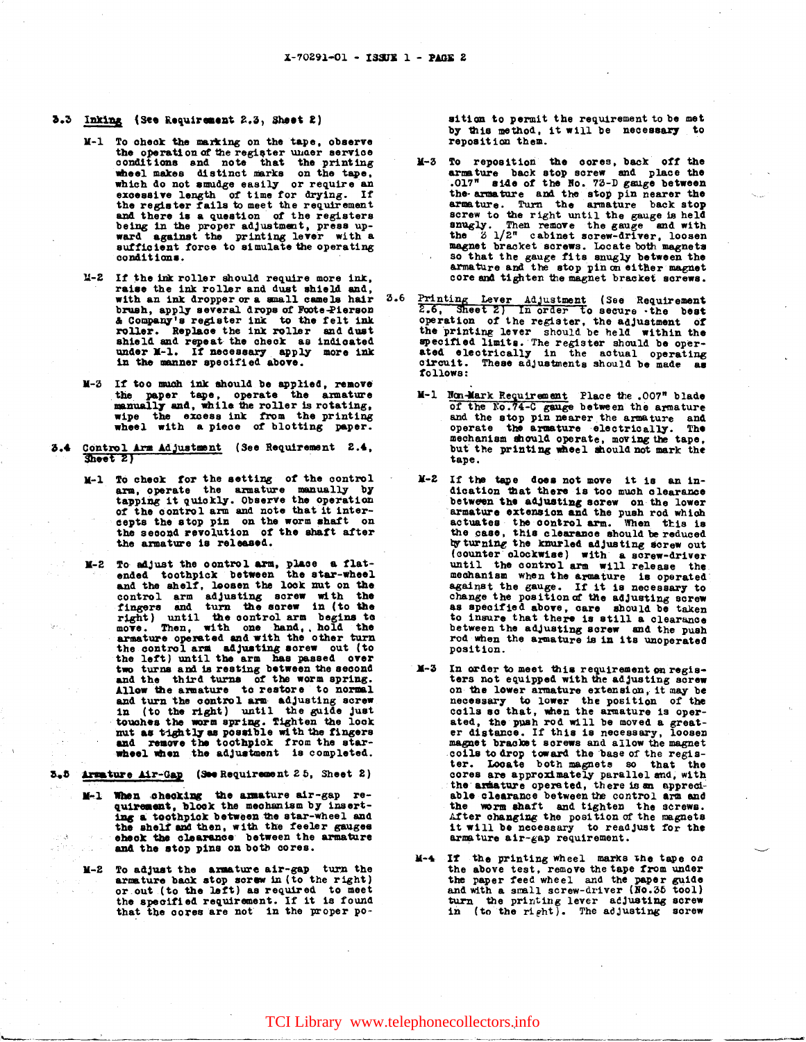### 3.3 Inking (See Requirement 2.3, Sheet 2)

M-1 To check the marking on the tape, observe the operation of the register under service conditions and note that the printing wheel makes distinct marks on the tape, which do not smudge easily or require an excessive length of time for drying. If the register fails to meet the requirement and there is a question of the registers being in the proper adjustment, press upward against the printing lever with a sufficient force to simulate the operating conditions.

M-2 If the ink roller should require more ink, raise the ink roller and dust shield and, with an ink dropper or a small camels hair brush, apply several drops of Foote-Pierson & Company's register ink to the felt ink roller. Replace the ink roller and dust shield and repeat the check as indicated under M-1. If necessary apply more ink in the manner specified above.

M-3 If too much ink should be applied, remove the paper tape, operate the armature manually and, while the roller is rotating, wipe the excess ink from the printing wheel with a piece of blotting paper.

### 3.4 Control Arm Adjustment (See Requirement 2.4, Sheet 2)

M-1 To check for the setting of the control arm, operate the armature manually by tapping it quickly. Observe the operation of the control arm and note that it intercepts the stop pin on the worm shaft on the second revolution of the shaft after the armature is released.

M-2 To adjust the control arm, place a flat-ended toothpick between the star-wheel and the shelf, loosen the lock nut on the control arm adjusting screw with the fingers and turn the screw in (to the right) until the control arm begins to move. Then, with one hand, hold the armature operated and with the other turn the control arm adjusting screw out (to the left) until the arm has passed over two turns and is resting between the second and the third turns of the worm spring. Allow the armature to restore to normal and turn the control arm adjusting screw in (to the right) until the guide just touches the worm spring. Tighten the lock nut as tightly as possible with the fingers and remove the toothpick from the star-wheel when the adjustment is completed.

### 3.5 Armature Air-Gap (See Requirement 2.5, Sheet 2)

M-1 When checking the armature air-gap requirement, block the mechanism by inserting a toothpick between the star-wheel and the shelf and then, with the feeler gauges check the clearance between the armature and the stop pins on both cores.

M-2 To adjust the armature air-gap turn the armature back stop screw in (to the right) or out (to the left) as required to meet the specified requirement. If it is found that the cores are not in the proper position to permit the requirement to be met by this method, it will be necessary to reposition them.

M-3 To reposition the cores, back off the armature back stop screw and place the .017" side of the No. 73-D gauge between the armature and the stop pin nearer the armature. Turn the armature back stop screw to the right until the gauge is held snugly. Then remove the gauge and with the 3 1/2" cabinet screw-driver, loosen magnet bracket screws. Locate both magnets so that the gauge fits snugly between the armature and the stop pin on either magnet core and tighten the magnet bracket screws.

### 3.6 Printing Lever Adjustment (See Requirement 2.6, Sheet 2)

In order to secure the best operation of the register, the adjustment of the printing lever should be held within the specified limits. The register should be operated electrically in the actual operating circuit. These adjustments should be made as follows:

M-1 Non-Mark Requirement Place the .007" blade of the No.74-C gauge between the armature and the stop pin nearer the armature and operate the armature electrically. The mechanism should operate, moving the tape, but the printing wheel should not mark the tape.

M-2 If the tape does not move it is an indication that there is too much clearance between the adjusting screw on the lower armature extension and the push rod which actuates the control arm. When this is the case, this clearance should be reduced by turning the knurled adjusting screw out (counter clockwise) with a screw-driver until the control arm will release the mechanism when the armature is operated against the gauge. If it is necessary to change the position of the adjusting screw as specified above, care should be taken to insure that there is still a clearance between the adjusting screw and the push rod when the armature is in its unoperated position.

M-3 In order to meet this requirement on registers not equipped with the adjusting screw on the lower armature extension, it may be necessary to lower the position of the coils so that, when the armature is operated, the push rod will be moved a greater distance. If this is necessary, loosen magnet bracket screws and allow the magnet coils to drop toward the base of the register. Locate both magnets so that the cores are approximately parallel and, with the armature operated, there is an appreciable clearance between the control arm and the worm shaft and tighten the screws. After changing the position of the magnets it will be necessary to readjust for the armature air-gap requirement.

M-4 If the printing wheel marks the tape on the above test, remove the tape from under the paper feed wheel and the paper guide and with a small screw-driver (No.35 tool) turn the printing lever adjusting screw in (to the right). The adjusting screw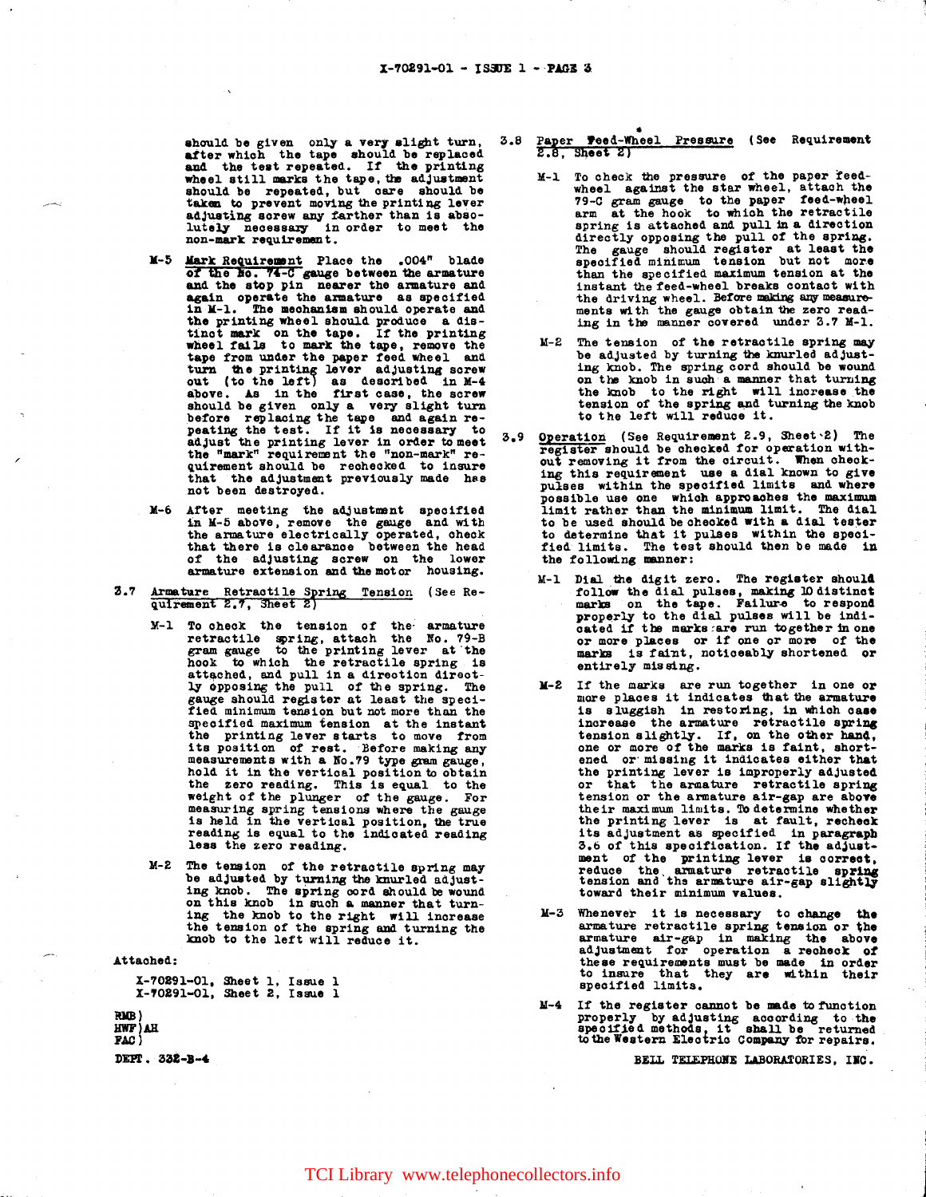should be given only a very slight turn, after which the tape should be replaced and the test repeated. If the printing wheel still marks the tape, the adjustment should be repeated, but care should be taken to prevent moving the printing lever adjusting screw any farther than is absolutely necessary in order to meet the non-mark requirement.

M-5 Mark Requirement Place the .004" blade of the No. 74-C gauge between the armature and the stop pin nearer the armature and again operate the armature as specified in M-1. The mechanism should operate and the printing wheel should produce a distinct mark on the tape. If the printing wheel fails to mark the tape, remove the tape from under the paper feed wheel and turn the printing lever adjusting screw out (to the left) as described in M-4 above. As in the first case, the screw should be given only a very slight turn before replacing the tape and again repeating the test. If it is necessary to adjust the printing lever in order to meet the "mark" requirement the "non-mark" requirement should be rechecked to insure that the adjustment previously made has not been destroyed.

M-6 After meeting the adjustment specified in M-5 above, remove the gauge and with the armature electrically operated, check that there is clearance between the head of the adjusting screw on the lower armature extension and the motor housing.

3.7 Armature Retractile Spring Tension (See Requirement 2.7, Sheet 2)

M-1 To check the tension of the armature retractile spring, attach the No. 79-B gram gauge to the printing lever at the hook to which the retractile spring is attached, and pull in a direction directly opposing the pull of the spring. The gauge should register at least the specified minimum tension but not more than the specified maximum tension at the instant the printing lever starts to move from its position of rest. Before making any measurements with a No. 79 type gram gauge, hold it in the vertical position to obtain the zero reading. This is equal to the weight of the plunger of the gauge. For measuring spring tensions where the gauge is held in the vertical position, the true reading is equal to the indicated reading less the zero reading.

M-2 The tension of the retractile spring may be adjusted by turning the knurled adjusting knob. The spring cord should be wound on this knob in such a manner that turning the knob to the right will increase the tension of the spring and turning the knob to the left will reduce it.

3.8 Paper Feed-Wheel Pressure (See Requirement 2.8, Sheet 2)

M-1 To check the pressure of the paper feed-wheel against the star wheel, attach the 79-C gram gauge to the paper feed-wheel arm at the hook to which the retractile spring is attached and pull in a direction directly opposing the pull of the spring. The gauge should register at least the specified minimum tension but not more than the specified maximum tension at the instant the feed-wheel breaks contact with the driving wheel. Before making any measurements with the gauge obtain the zero reading in the manner covered under 3.7 M-1.

M-2 The tension of the retractile spring may be adjusted by turning the knurled adjusting knob. The spring cord should be wound on the knob in such a manner that turning the knob to the right will increase the tension of the spring and turning the knob to the left will reduce it.

3.9 Operation (See Requirement 2.9, Sheet 2) The register should be checked for operation without removing it from the circuit. When checking this requirement use a dial known to give pulses within the specified limits and where possible use one which approaches the maximum limit rather than the minimum limit. The dial to be used should be checked with a dial tester to determine that it pulses within the specified limits. The test should then be made in the following manner:

M-1 Dial the digit zero. The register should follow the dial pulses, making 10 distinct marks on the tape. Failure to respond properly to the dial pulses will be indicated if the marks are run together in one or more places or if one or more of the marks is faint, noticeably shortened or entirely missing.

M-2 If the marks are run together in one or more places it indicates that the armature is sluggish in restoring, in which case increase the armature retractile spring tension slightly. If, on the other hand, one or more of the marks is faint, shortened or missing it indicates either that the printing lever is improperly adjusted or that the armature retractile spring tension or the armature air-gap are above their maximum limits. To determine whether the printing lever is at fault, recheck its adjustment as specified in paragraph 3.6 of this specification. If the adjustment of the printing lever is correct, reduce the armature retractile spring tension and the armature air-gap slightly toward their minimum values.

M-3 Whenever it is necessary to change the armature retractile spring tension or the armature air-gap in making the above adjustment for operation a recheck of these requirements must be made in order to insure that they are within their specified limits.

M-4 If the register cannot be made to function properly by adjusting according to the specified methods, it shall be returned to the Western Electric Company for repairs.

Attached:

X-70291-01, Sheet 1, Issue 1
X-70291-01, Sheet 2, Issue 1

RMB)
HWF)AH
FAC)

DEPT. 332-B-4

BELL TELEPHONE LABORATORIES, INC.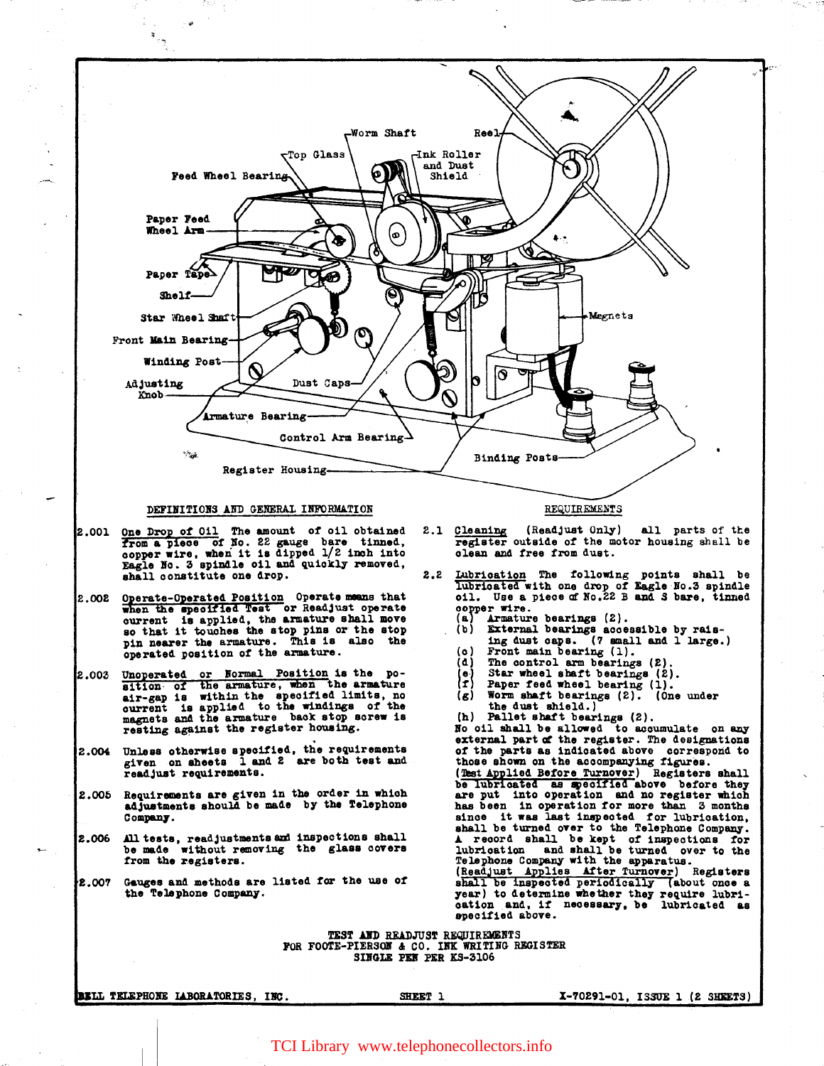Worm Shaft — Reel — Top Glass — Ink Roller and Dust Shield — Feed Wheel Bearing — Paper Feed Wheel Arm — Paper Tape — Shelf — Star Wheel Shaft — Front Main Bearing — Winding Post — Adjusting Knob — Dust Caps — Armature Bearing — Control Arm Bearing — Magnets — Binding Posts — Register Housing

## DEFINITIONS AND GENERAL INFORMATION

**2.001** One Drop of Oil The amount of oil obtained from a piece of No. 22 gauge bare tinned, copper wire, when it is dipped 1/2 inch into Eagle No. 3 spindle oil and quickly removed, shall constitute one drop.

**2.002** Operate-Operated Position Operate means that when the specified Test or Readjust operate current is applied, the armature shall move so that it touches the stop pins or the stop pin nearer the armature. This is also the operated position of the armature.

**2.003** Unoperated or Normal Position is the position of the armature, when the armature air-gap is within the specified limits, no current is applied to the windings of the magnets and the armature back stop screw is resting against the register housing.

**2.004** Unless otherwise specified, the requirements given on sheets 1 and 2 are both test and readjust requirements.

**2.005** Requirements are given in the order in which adjustments should be made by the Telephone Company.

**2.006** All tests, readjustments and inspections shall be made without removing the glass covers from the registers.

**2.007** Gauges and methods are listed for the use of the Telephone Company.

## REQUIREMENTS

**2.1** Cleaning (Readjust Only) all parts of the register outside of the motor housing shall be clean and free from dust.

**2.2** Lubrication The following points shall be lubricated with one drop of Eagle No.3 spindle oil. Use a piece of No.22 B and S bare, tinned copper wire.

- (a) Armature bearings (2).
- (b) External bearings accessible by raising dust caps. (7 small and 1 large.)
- (c) Front main bearing (1).
- (d) The control arm bearings (2).
- (e) Star wheel shaft bearings (2).
- (f) Paper feed wheel bearing (1).
- (g) Worm shaft bearings (2). (One under the dust shield.)
- (h) Pallet shaft bearings (2).

No oil shall be allowed to accumulate on any external part of the register. The designations of the parts as indicated above correspond to those shown on the accompanying figures.

(Test Applied Before Turnover) Registers shall be lubricated as specified above before they are put into operation and no register which has been in operation for more than 3 months since it was last inspected for lubrication, shall be turned over to the Telephone Company. A record shall be kept of inspections for lubrication and shall be turned over to the Telephone Company with the apparatus.

(Readjust Applies After Turnover) Registers shall be inspected periodically (about once a year) to determine whether they require lubrication and, if necessary, be lubricated as specified above.

TEST AND READJUST REQUIREMENTS
FOR FOOTE-PIERSON & CO. INK WRITING REGISTER
SINGLE PEN PER KS-3106

BELL TELEPHONE LABORATORIES, INC. — SHEET 1 — X-70291-01, ISSUE 1 (2 SHEETS)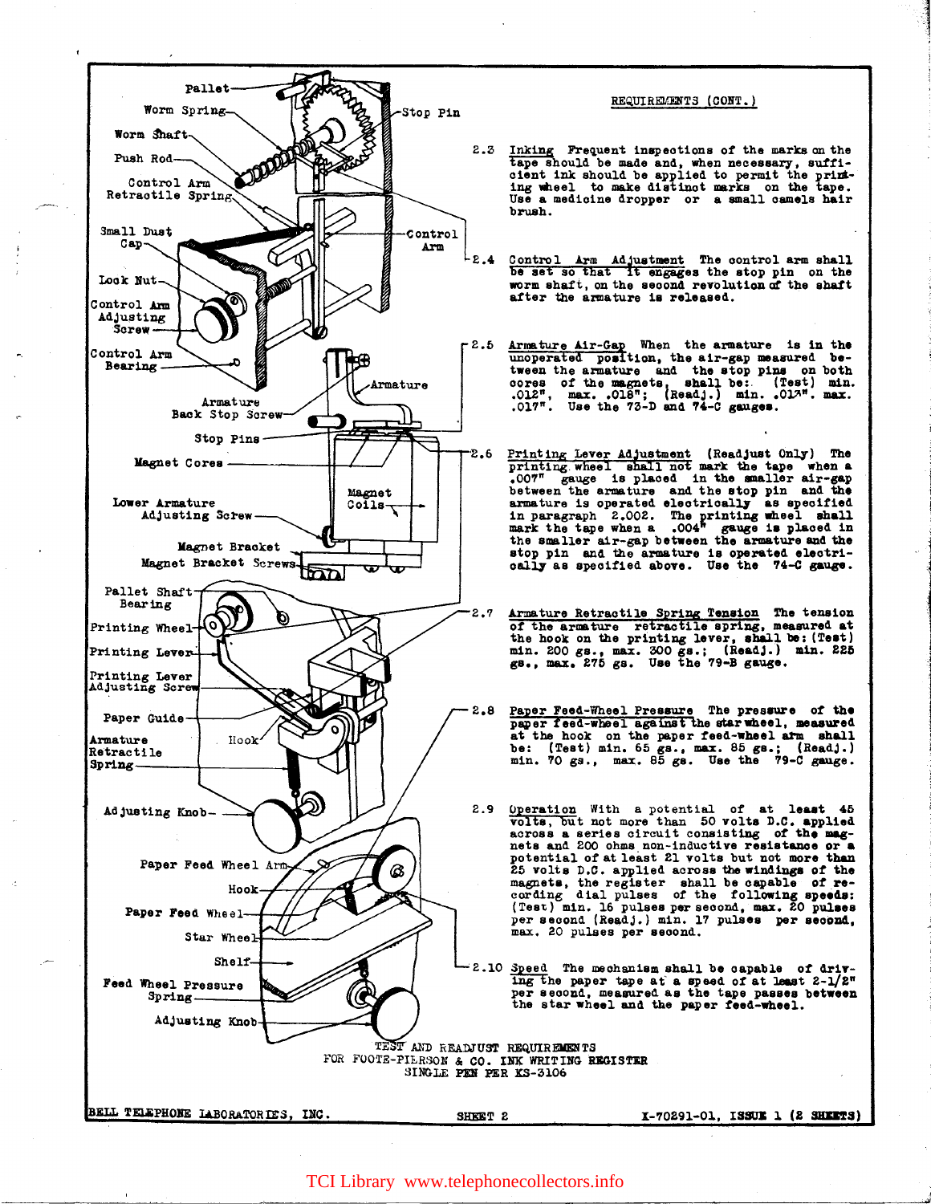Pallet

Worm Spring

Worm Shaft

Push Rod

Control Arm Retractile Spring

Small Dust Cap

Lock Nut

Control Arm Adjusting Screw

Control Arm Bearing

Armature Back Stop Screw

Stop Pins

Magnet Cores

Lower Armature Adjusting Screw

Magnet Bracket

Magnet Bracket Screws

Stop Pin

Control Arm

Armature

Magnet Coils

Pallet Shaft Bearing

Printing Wheel

Printing Lever

Printing Lever Adjusting Screw

Paper Guide

Armature Retractile Spring

Hook

Adjusting Knob

Paper Feed Wheel Arm

Hook

Paper Feed Wheel

Star Wheel

Shelf

Feed Wheel Pressure Spring

Adjusting Knob

REQUIREMENTS (CONT.)

2.3 Inking Frequent inspections of the marks on the tape should be made and, when necessary, sufficient ink should be applied to permit the printing wheel to make distinct marks on the tape. Use a medicine dropper or a small camels hair brush.

2.4 Control Arm Adjustment The control arm shall be set so that it engages the stop pin on the worm shaft, on the second revolution of the shaft after the armature is released.

2.5 Armature Air-Gap When the armature is in the unoperated position, the air-gap measured between the armature and the stop pins on both cores of the magnets, shall be: (Test) min. .012", max. .018"; (Readj.) min. .013". max. .017". Use the 73-D and 74-C gauges.

2.6 Printing Lever Adjustment (Readjust Only) The printing wheel shall not mark the tape when a .007" gauge is placed in the smaller air-gap between the armature and the stop pin and the armature is operated electrically as specified in paragraph 2.002. The printing wheel shall mark the tape when a .004" gauge is placed in the smaller air-gap between the armature and the stop pin and the armature is operated electrically as specified above. Use the 74-C gauge.

2.7 Armature Retractile Spring Tension The tension of the armature retractile spring, measured at the hook on the printing lever, shall be: (Test) min. 200 gs., max. 300 gs.; (Readj.) min. 225 gs., max. 275 gs. Use the 79-B gauge.

2.8 Paper Feed-Wheel Pressure The pressure of the paper feed-wheel against the star wheel, measured at the hook on the paper feed-wheel arm shall be: (Test) min. 65 gs., max. 85 gs.; (Readj.) min. 70 gs., max. 85 gs. Use the 79-C gauge.

2.9 Operation With a potential of at least 45 volts, but not more than 50 volts D.C. applied across a series circuit consisting of the magnets and 200 ohms non-inductive resistance or a potential of at least 21 volts but not more than 25 volts D.C. applied across the windings of the magnets, the register shall be capable of recording dial pulses of the following speeds: (Test) min. 16 pulses per second, max. 20 pulses per second (Readj.) min. 17 pulses per second, max. 20 pulses per second.

2.10 Speed The mechanism shall be capable of driving the paper tape at a speed of at least 2-1/2" per second, measured as the tape passes between the star wheel and the paper feed-wheel.

TEST AND READJUST REQUIREMENTS
FOR FOOTE-PIERSON & CO. INK WRITING REGISTER
SINGLE PEN PER KS-3106

BELL TELEPHONE LABORATORIES, INC. SHEET 2 X-70291-01, ISSUE 1 (2 SHEETS)